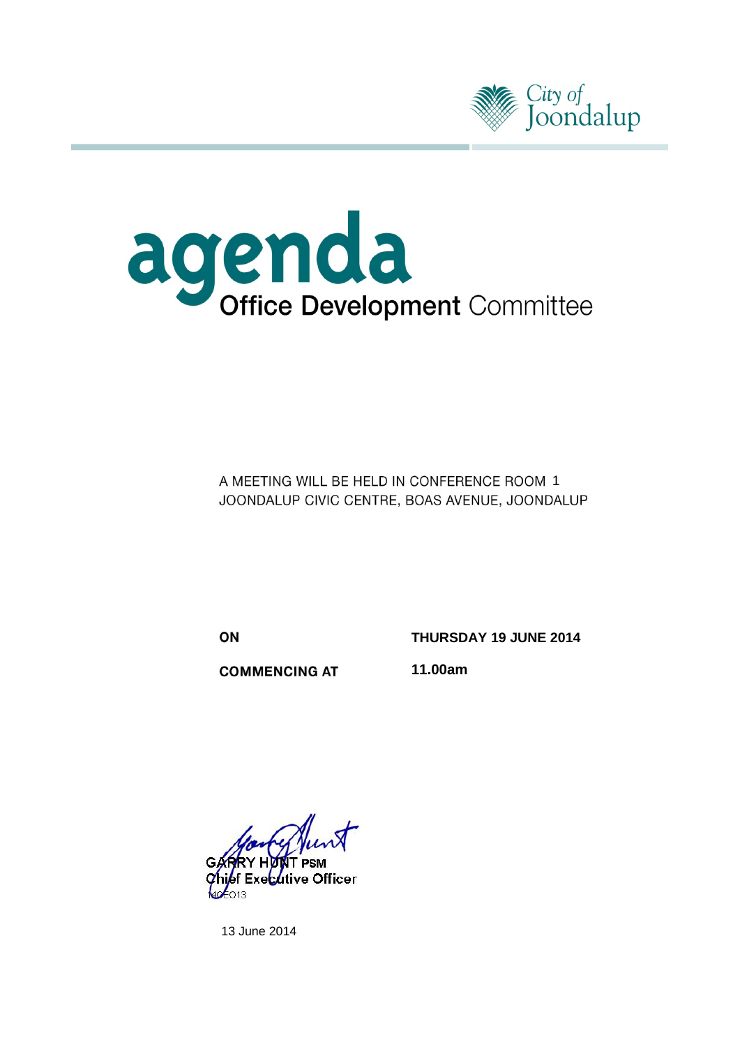City of Joondalup

# agenda

## Office Development Committee

A MEETING WILL BE HELD IN CONFERENCE ROOM 1
JOONDALUP CIVIC CENTRE, BOAS AVENUE, JOONDALUP

| | |
|---|---|
| **ON** | **THURSDAY 19 JUNE 2014** |
| **COMMENCING AT** | **11.00am** |

**GARRY HUNT PSM**
**Chief Executive Officer**
14ODE013

13 June 2014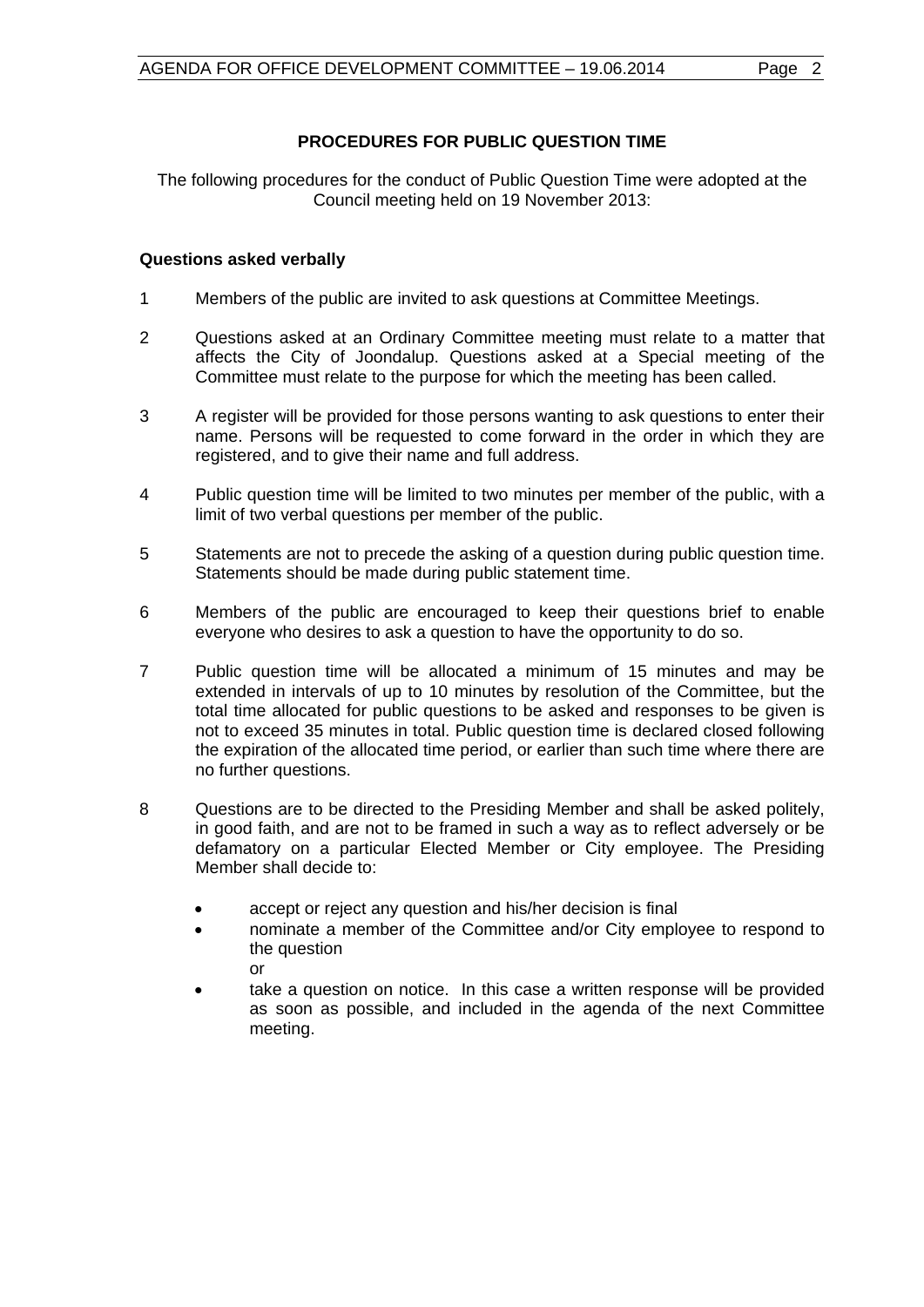## PROCEDURES FOR PUBLIC QUESTION TIME

The following procedures for the conduct of Public Question Time were adopted at the Council meeting held on 19 November 2013:

### Questions asked verbally

1. Members of the public are invited to ask questions at Committee Meetings.

2. Questions asked at an Ordinary Committee meeting must relate to a matter that affects the City of Joondalup. Questions asked at a Special meeting of the Committee must relate to the purpose for which the meeting has been called.

3. A register will be provided for those persons wanting to ask questions to enter their name. Persons will be requested to come forward in the order in which they are registered, and to give their name and full address.

4. Public question time will be limited to two minutes per member of the public, with a limit of two verbal questions per member of the public.

5. Statements are not to precede the asking of a question during public question time. Statements should be made during public statement time.

6. Members of the public are encouraged to keep their questions brief to enable everyone who desires to ask a question to have the opportunity to do so.

7. Public question time will be allocated a minimum of 15 minutes and may be extended in intervals of up to 10 minutes by resolution of the Committee, but the total time allocated for public questions to be asked and responses to be given is not to exceed 35 minutes in total. Public question time is declared closed following the expiration of the allocated time period, or earlier than such time where there are no further questions.

8. Questions are to be directed to the Presiding Member and shall be asked politely, in good faith, and are not to be framed in such a way as to reflect adversely or be defamatory on a particular Elected Member or City employee. The Presiding Member shall decide to:

   - accept or reject any question and his/her decision is final
   - nominate a member of the Committee and/or City employee to respond to the question
     
     or
   - take a question on notice. In this case a written response will be provided as soon as possible, and included in the agenda of the next Committee meeting.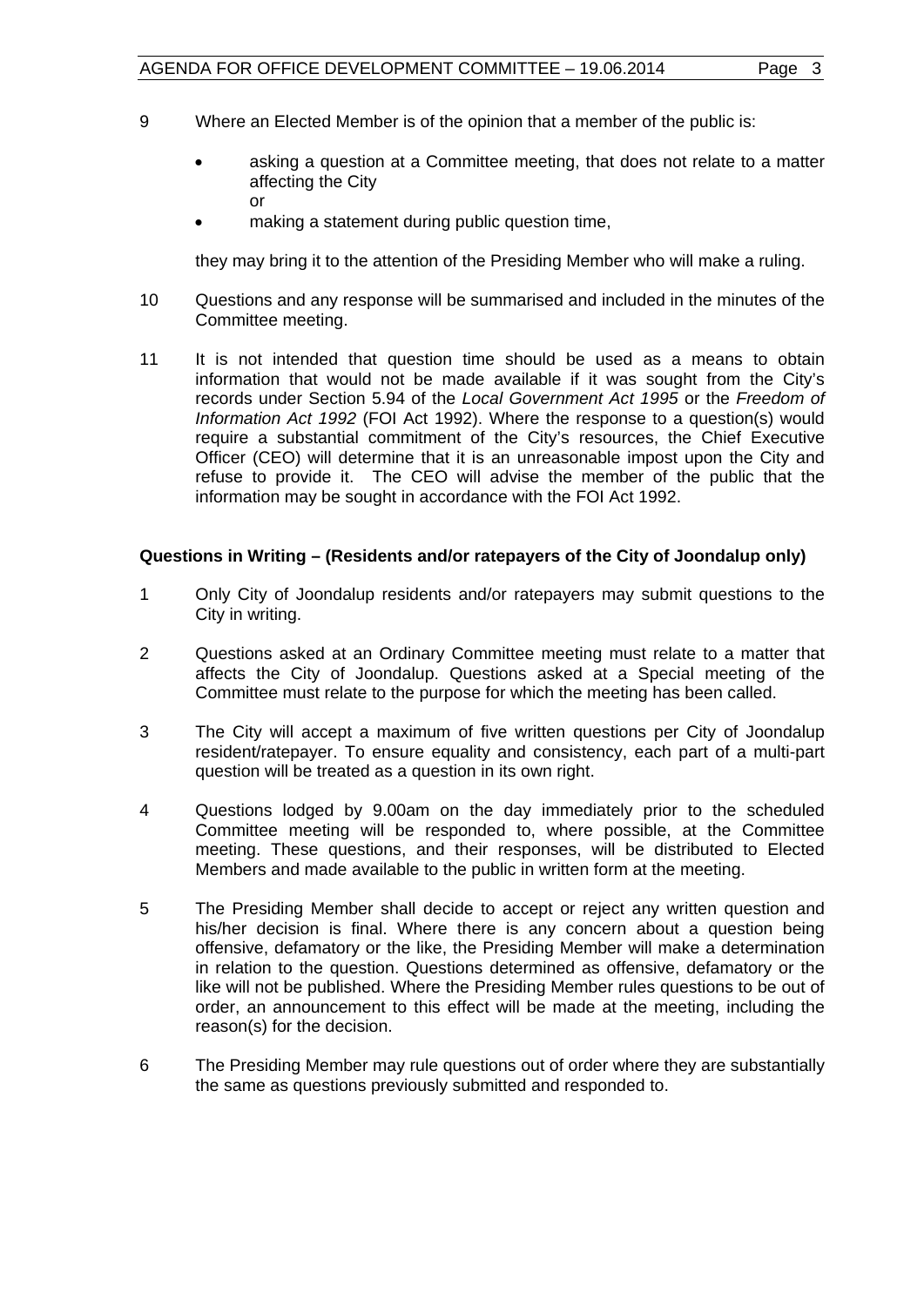9 Where an Elected Member is of the opinion that a member of the public is:

- asking a question at a Committee meeting, that does not relate to a matter affecting the City
  or
- making a statement during public question time,

they may bring it to the attention of the Presiding Member who will make a ruling.

10 Questions and any response will be summarised and included in the minutes of the Committee meeting.

11 It is not intended that question time should be used as a means to obtain information that would not be made available if it was sought from the City's records under Section 5.94 of the *Local Government Act 1995* or the *Freedom of Information Act 1992* (FOI Act 1992). Where the response to a question(s) would require a substantial commitment of the City's resources, the Chief Executive Officer (CEO) will determine that it is an unreasonable impost upon the City and refuse to provide it. The CEO will advise the member of the public that the information may be sought in accordance with the FOI Act 1992.

**Questions in Writing – (Residents and/or ratepayers of the City of Joondalup only)**

1 Only City of Joondalup residents and/or ratepayers may submit questions to the City in writing.

2 Questions asked at an Ordinary Committee meeting must relate to a matter that affects the City of Joondalup. Questions asked at a Special meeting of the Committee must relate to the purpose for which the meeting has been called.

3 The City will accept a maximum of five written questions per City of Joondalup resident/ratepayer. To ensure equality and consistency, each part of a multi-part question will be treated as a question in its own right.

4 Questions lodged by 9.00am on the day immediately prior to the scheduled Committee meeting will be responded to, where possible, at the Committee meeting. These questions, and their responses, will be distributed to Elected Members and made available to the public in written form at the meeting.

5 The Presiding Member shall decide to accept or reject any written question and his/her decision is final. Where there is any concern about a question being offensive, defamatory or the like, the Presiding Member will make a determination in relation to the question. Questions determined as offensive, defamatory or the like will not be published. Where the Presiding Member rules questions to be out of order, an announcement to this effect will be made at the meeting, including the reason(s) for the decision.

6 The Presiding Member may rule questions out of order where they are substantially the same as questions previously submitted and responded to.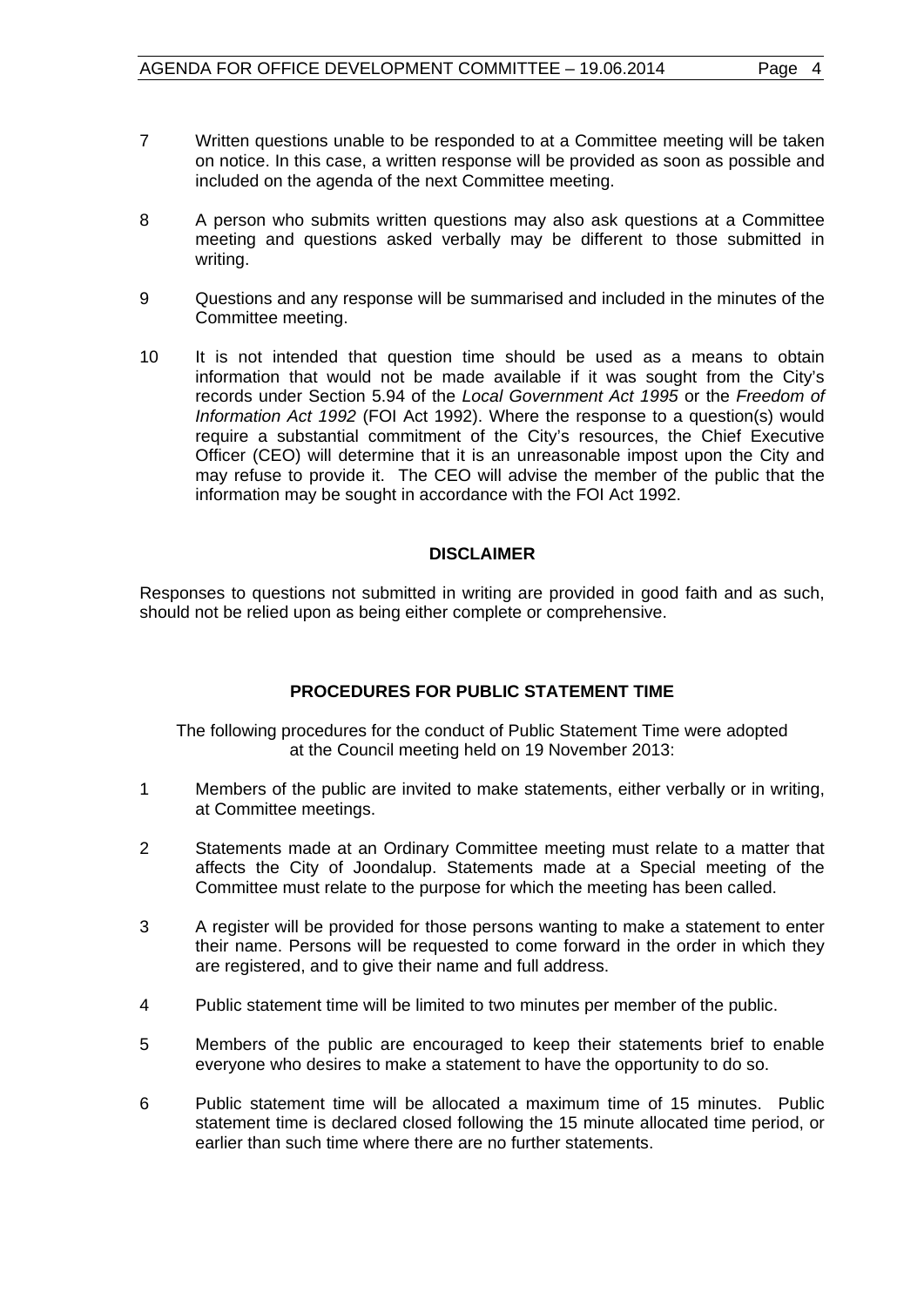7 Written questions unable to be responded to at a Committee meeting will be taken on notice. In this case, a written response will be provided as soon as possible and included on the agenda of the next Committee meeting.

8 A person who submits written questions may also ask questions at a Committee meeting and questions asked verbally may be different to those submitted in writing.

9 Questions and any response will be summarised and included in the minutes of the Committee meeting.

10 It is not intended that question time should be used as a means to obtain information that would not be made available if it was sought from the City's records under Section 5.94 of the *Local Government Act 1995* or the *Freedom of Information Act 1992* (FOI Act 1992). Where the response to a question(s) would require a substantial commitment of the City's resources, the Chief Executive Officer (CEO) will determine that it is an unreasonable impost upon the City and may refuse to provide it. The CEO will advise the member of the public that the information may be sought in accordance with the FOI Act 1992.

## DISCLAIMER

Responses to questions not submitted in writing are provided in good faith and as such, should not be relied upon as being either complete or comprehensive.

## PROCEDURES FOR PUBLIC STATEMENT TIME

The following procedures for the conduct of Public Statement Time were adopted at the Council meeting held on 19 November 2013:

1 Members of the public are invited to make statements, either verbally or in writing, at Committee meetings.

2 Statements made at an Ordinary Committee meeting must relate to a matter that affects the City of Joondalup. Statements made at a Special meeting of the Committee must relate to the purpose for which the meeting has been called.

3 A register will be provided for those persons wanting to make a statement to enter their name. Persons will be requested to come forward in the order in which they are registered, and to give their name and full address.

4 Public statement time will be limited to two minutes per member of the public.

5 Members of the public are encouraged to keep their statements brief to enable everyone who desires to make a statement to have the opportunity to do so.

6 Public statement time will be allocated a maximum time of 15 minutes. Public statement time is declared closed following the 15 minute allocated time period, or earlier than such time where there are no further statements.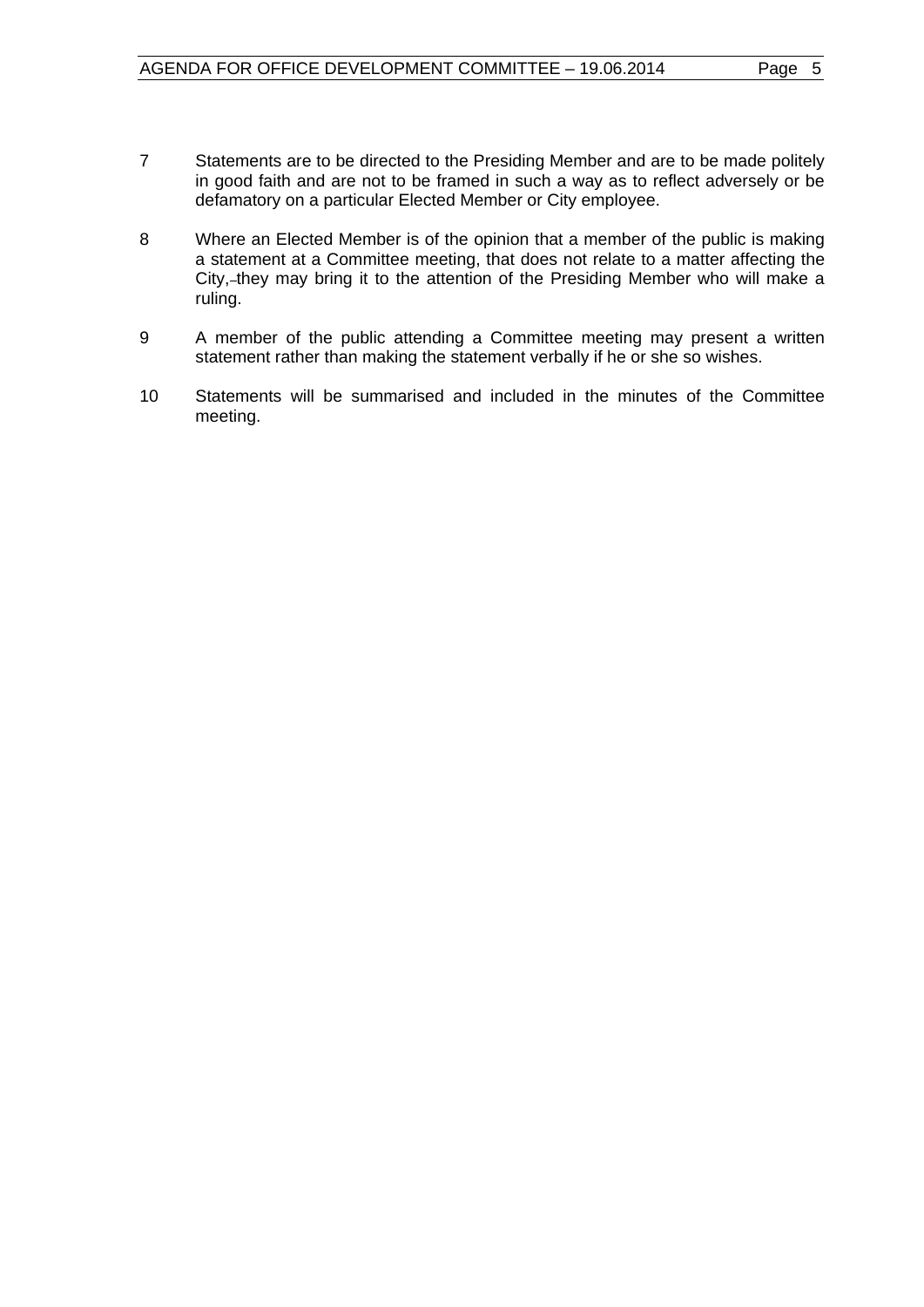7 Statements are to be directed to the Presiding Member and are to be made politely in good faith and are not to be framed in such a way as to reflect adversely or be defamatory on a particular Elected Member or City employee.

8 Where an Elected Member is of the opinion that a member of the public is making a statement at a Committee meeting, that does not relate to a matter affecting the City, they may bring it to the attention of the Presiding Member who will make a ruling.

9 A member of the public attending a Committee meeting may present a written statement rather than making the statement verbally if he or she so wishes.

10 Statements will be summarised and included in the minutes of the Committee meeting.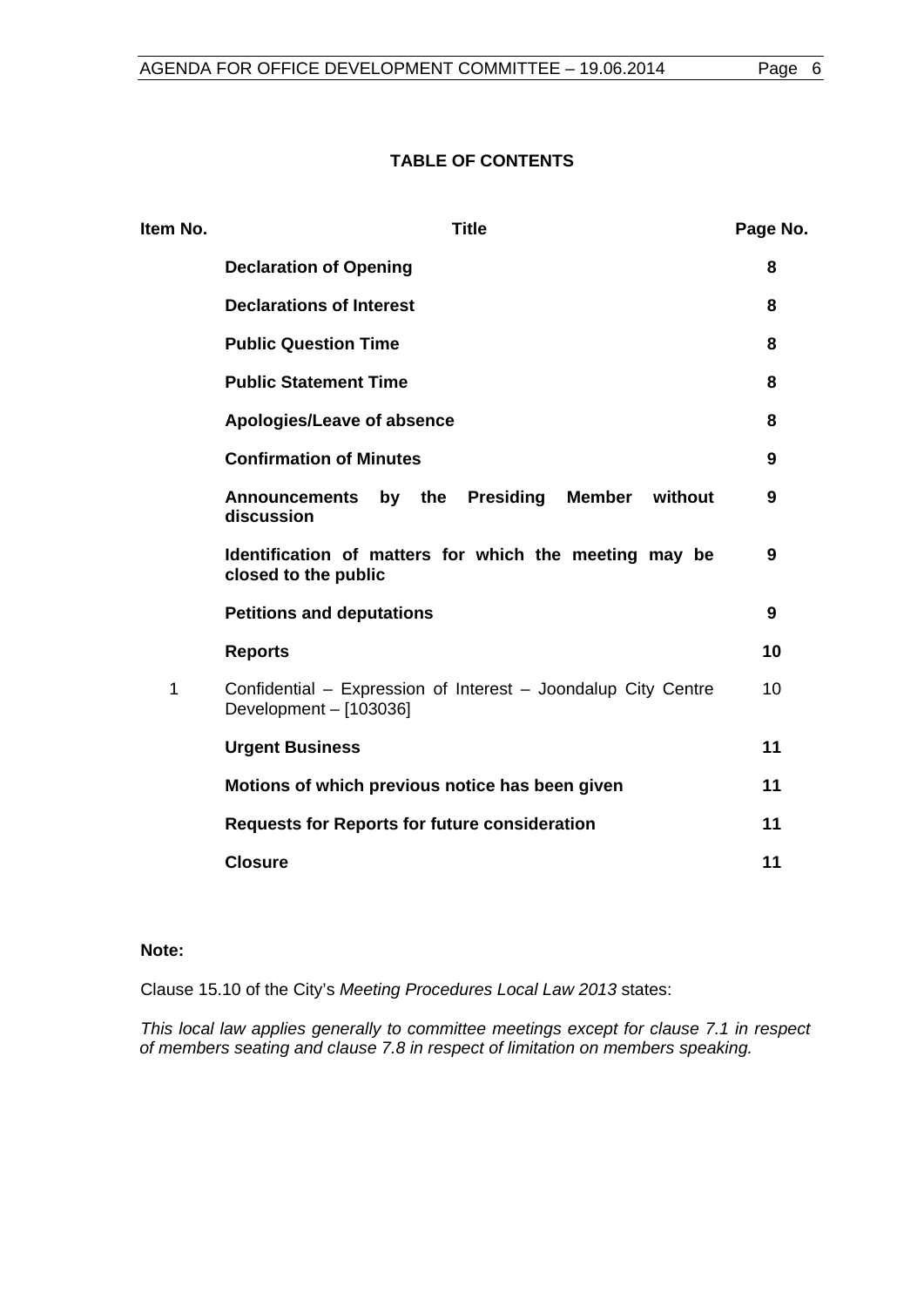## TABLE OF CONTENTS

| Item No. | Title | Page No. |
|---|---|---|
| | **Declaration of Opening** | **8** |
| | **Declarations of Interest** | **8** |
| | **Public Question Time** | **8** |
| | **Public Statement Time** | **8** |
| | **Apologies/Leave of absence** | **8** |
| | **Confirmation of Minutes** | **9** |
| | **Announcements by the Presiding Member without discussion** | **9** |
| | **Identification of matters for which the meeting may be closed to the public** | **9** |
| | **Petitions and deputations** | **9** |
| | **Reports** | **10** |
| 1 | Confidential – Expression of Interest – Joondalup City Centre Development – [103036] | 10 |
| | **Urgent Business** | **11** |
| | **Motions of which previous notice has been given** | **11** |
| | **Requests for Reports for future consideration** | **11** |
| | **Closure** | **11** |

**Note:**

Clause 15.10 of the City's *Meeting Procedures Local Law 2013* states:

*This local law applies generally to committee meetings except for clause 7.1 in respect of members seating and clause 7.8 in respect of limitation on members speaking.*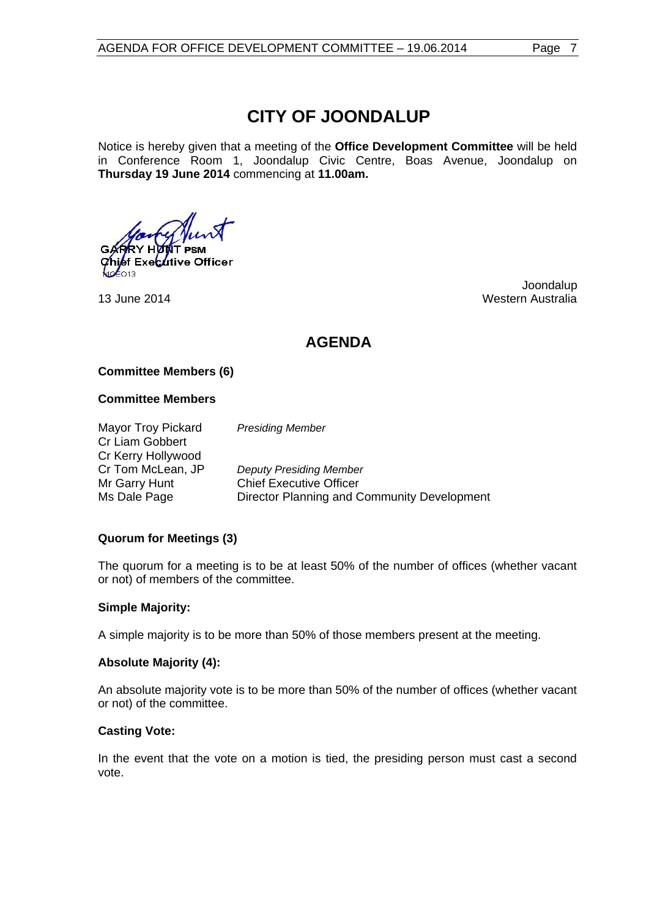# CITY OF JOONDALUP

Notice is hereby given that a meeting of the **Office Development Committee** will be held in Conference Room 1, Joondalup Civic Centre, Boas Avenue, Joondalup on **Thursday 19 June 2014** commencing at **11.00am.**

GARRY HUNT PSM
Chief Executive Officer

13 June 2014

Joondalup
Western Australia

## AGENDA

**Committee Members (6)**

**Committee Members**

| | |
|---|---|
| Mayor Troy Pickard | *Presiding Member* |
| Cr Liam Gobbert | |
| Cr Kerry Hollywood | |
| Cr Tom McLean, JP | *Deputy Presiding Member* |
| Mr Garry Hunt | Chief Executive Officer |
| Ms Dale Page | Director Planning and Community Development |

**Quorum for Meetings (3)**

The quorum for a meeting is to be at least 50% of the number of offices (whether vacant or not) of members of the committee.

**Simple Majority:**

A simple majority is to be more than 50% of those members present at the meeting.

**Absolute Majority (4):**

An absolute majority vote is to be more than 50% of the number of offices (whether vacant or not) of the committee.

**Casting Vote:**

In the event that the vote on a motion is tied, the presiding person must cast a second vote.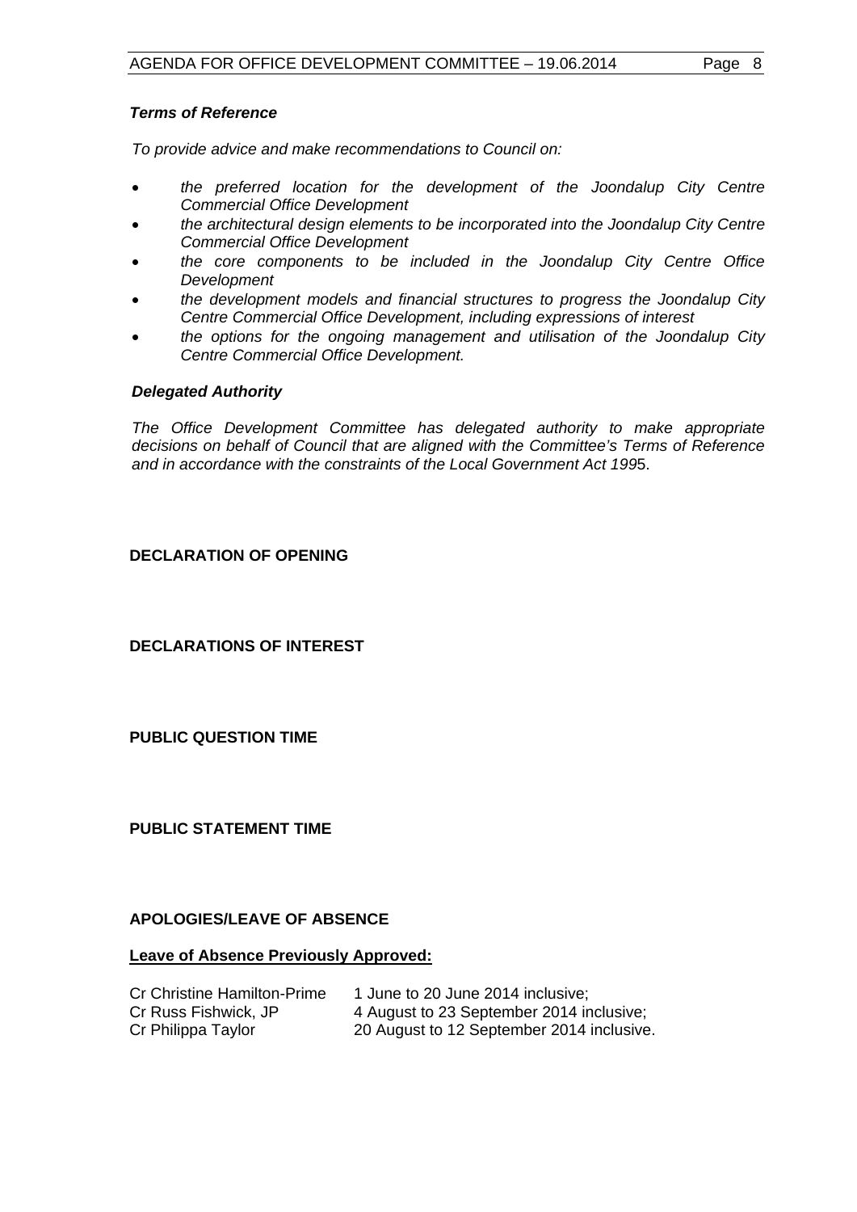***Terms of Reference***

*To provide advice and make recommendations to Council on:*

- *the preferred location for the development of the Joondalup City Centre Commercial Office Development*
- *the architectural design elements to be incorporated into the Joondalup City Centre Commercial Office Development*
- *the core components to be included in the Joondalup City Centre Office Development*
- *the development models and financial structures to progress the Joondalup City Centre Commercial Office Development, including expressions of interest*
- *the options for the ongoing management and utilisation of the Joondalup City Centre Commercial Office Development.*

***Delegated Authority***

*The Office Development Committee has delegated authority to make appropriate decisions on behalf of Council that are aligned with the Committee's Terms of Reference and in accordance with the constraints of the Local Government Act 199*5.

**DECLARATION OF OPENING**

**DECLARATIONS OF INTEREST**

**PUBLIC QUESTION TIME**

**PUBLIC STATEMENT TIME**

**APOLOGIES/LEAVE OF ABSENCE**

**Leave of Absence Previously Approved:**

| | |
|---|---|
| Cr Christine Hamilton-Prime | 1 June to 20 June 2014 inclusive; |
| Cr Russ Fishwick, JP | 4 August to 23 September 2014 inclusive; |
| Cr Philippa Taylor | 20 August to 12 September 2014 inclusive. |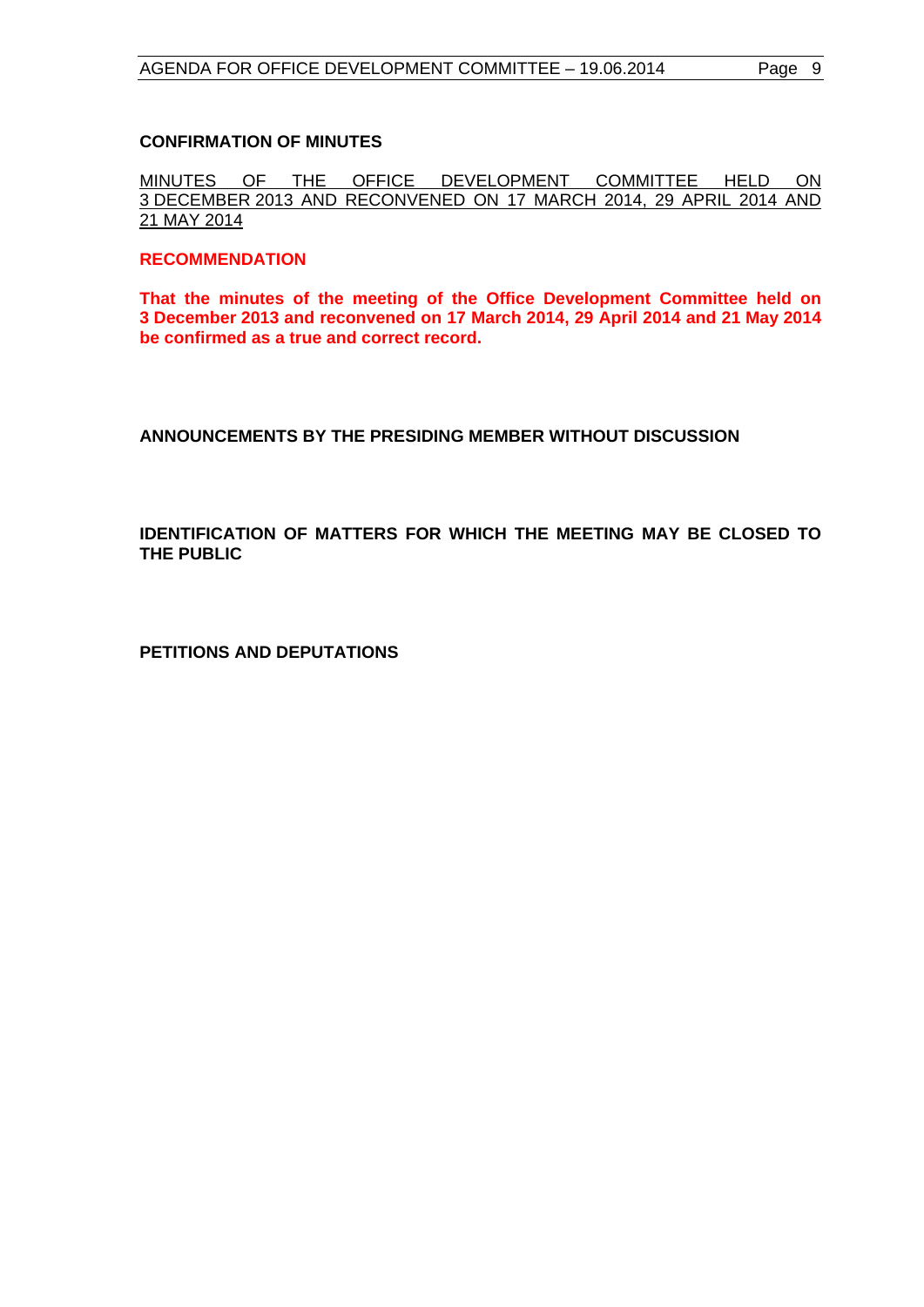**CONFIRMATION OF MINUTES**

MINUTES OF THE OFFICE DEVELOPMENT COMMITTEE HELD ON 3 DECEMBER 2013 AND RECONVENED ON 17 MARCH 2014, 29 APRIL 2014 AND 21 MAY 2014

**RECOMMENDATION**

**That the minutes of the meeting of the Office Development Committee held on 3 December 2013 and reconvened on 17 March 2014, 29 April 2014 and 21 May 2014 be confirmed as a true and correct record.**

**ANNOUNCEMENTS BY THE PRESIDING MEMBER WITHOUT DISCUSSION**

**IDENTIFICATION OF MATTERS FOR WHICH THE MEETING MAY BE CLOSED TO THE PUBLIC**

**PETITIONS AND DEPUTATIONS**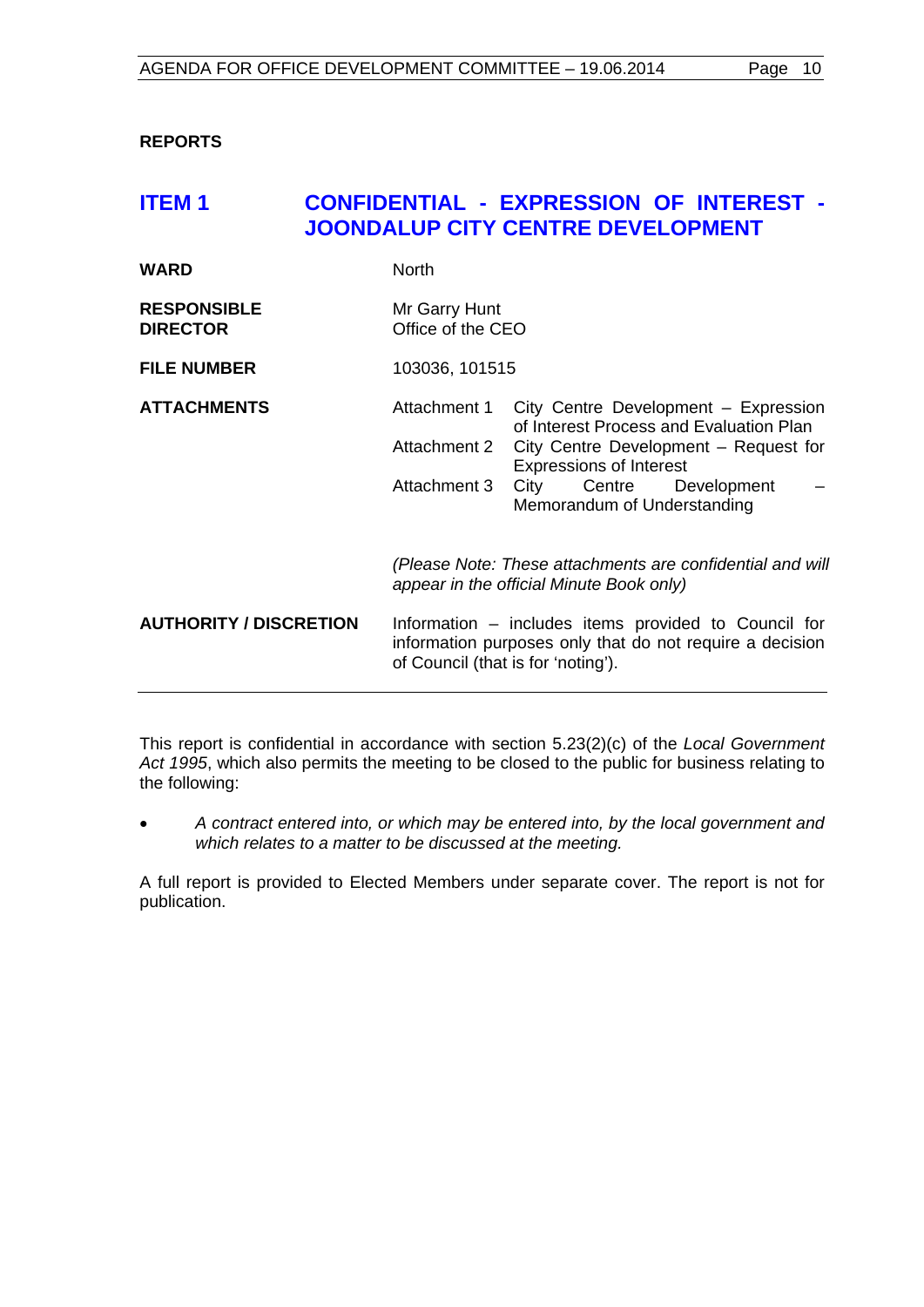**REPORTS**

## ITEM 1 CONFIDENTIAL - EXPRESSION OF INTEREST - JOONDALUP CITY CENTRE DEVELOPMENT

| | |
|---|---|
| **WARD** | North |
| **RESPONSIBLE DIRECTOR** | Mr Garry Hunt<br>Office of the CEO |
| **FILE NUMBER** | 103036, 101515 |
| **ATTACHMENTS** | Attachment 1 City Centre Development – Expression of Interest Process and Evaluation Plan<br>Attachment 2 City Centre Development – Request for Expressions of Interest<br>Attachment 3 City Centre Development – Memorandum of Understanding<br><br>*(Please Note: These attachments are confidential and will appear in the official Minute Book only)* |
| **AUTHORITY / DISCRETION** | Information – includes items provided to Council for information purposes only that do not require a decision of Council (that is for 'noting'). |

This report is confidential in accordance with section 5.23(2)(c) of the *Local Government Act 1995*, which also permits the meeting to be closed to the public for business relating to the following:

- *A contract entered into, or which may be entered into, by the local government and which relates to a matter to be discussed at the meeting.*

A full report is provided to Elected Members under separate cover. The report is not for publication.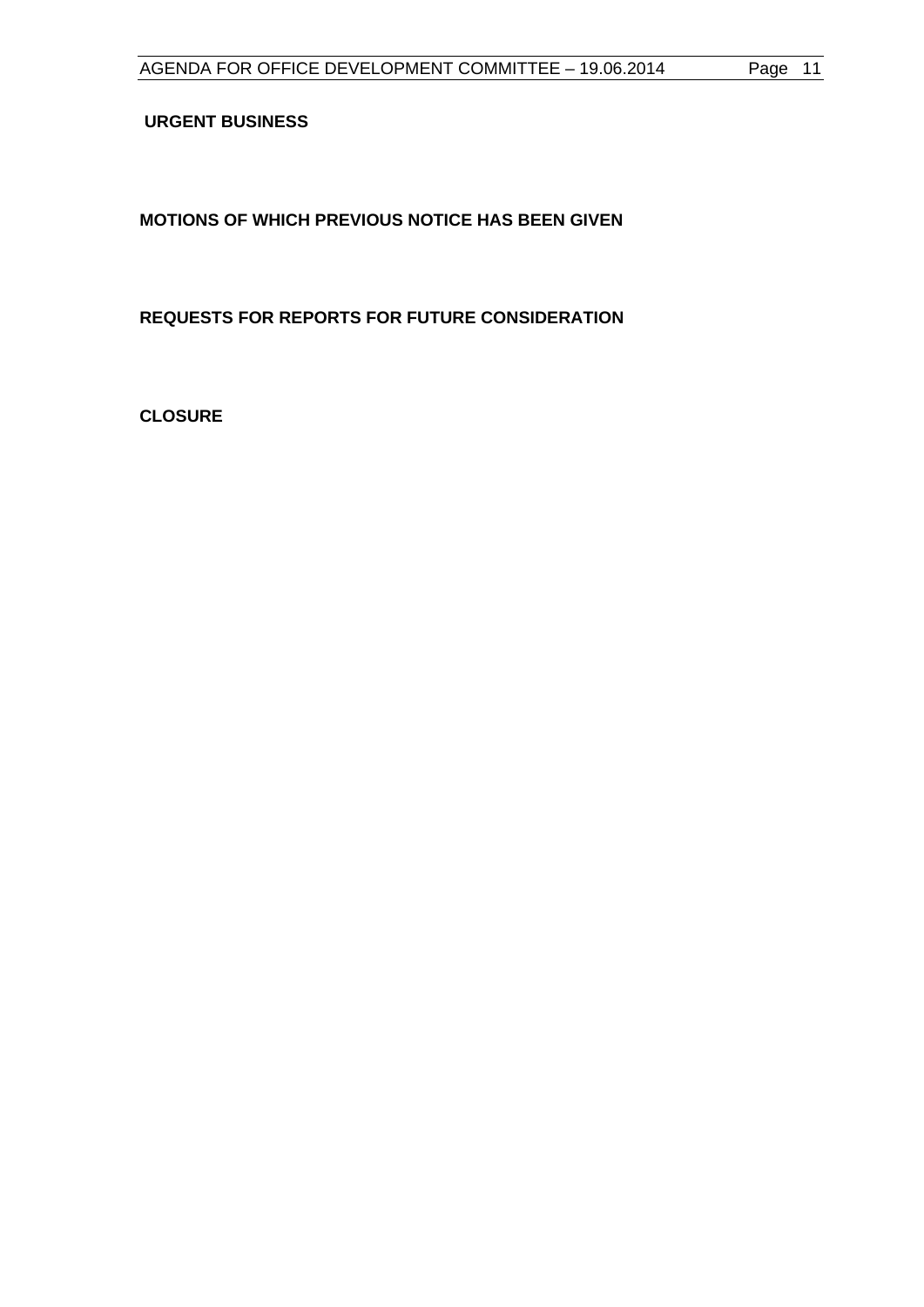**URGENT BUSINESS**

**MOTIONS OF WHICH PREVIOUS NOTICE HAS BEEN GIVEN**

**REQUESTS FOR REPORTS FOR FUTURE CONSIDERATION**

**CLOSURE**